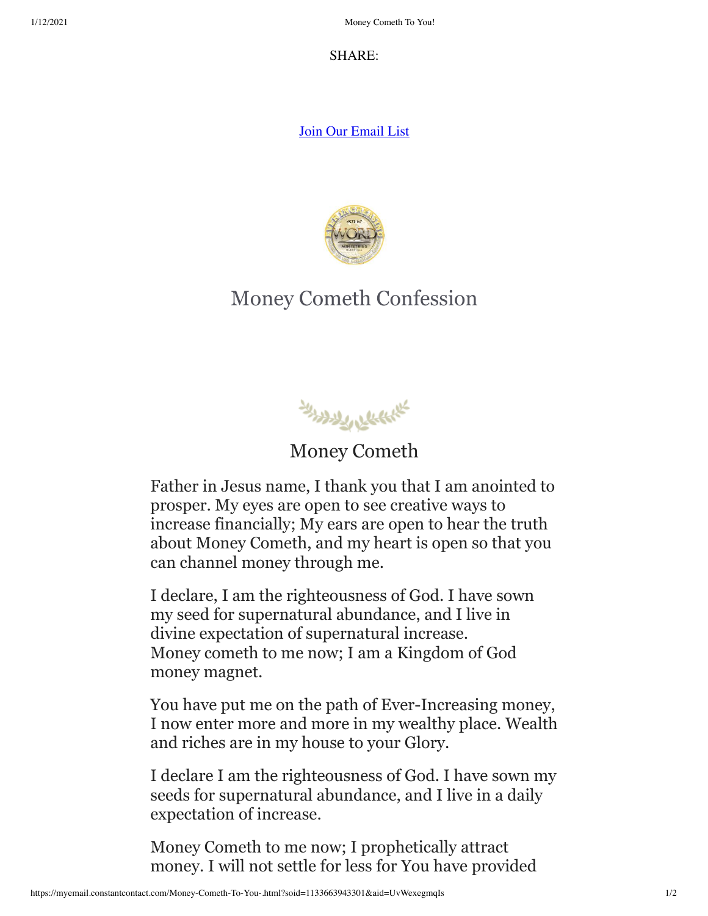SHARE:

[Join Our Email List]

# Money Cometh Confession

## Money Cometh

Father in Jesus name, I thank you that I am anointed to prosper. My eyes are open to see creative ways to increase financially; My ears are open to hear the truth about Money Cometh, and my heart is open so that you can channel money through me.

I declare, I am the righteousness of God. I have sown my seed for supernatural abundance, and I live in divine expectation of supernatural increase.
Money cometh to me now; I am a Kingdom of God money magnet.

You have put me on the path of Ever-Increasing money, I now enter more and more in my wealthy place. Wealth and riches are in my house to your Glory.

I declare I am the righteousness of God. I have sown my seeds for supernatural abundance, and I live in a daily expectation of increase.

Money Cometh to me now; I prophetically attract money. I will not settle for less for You have provided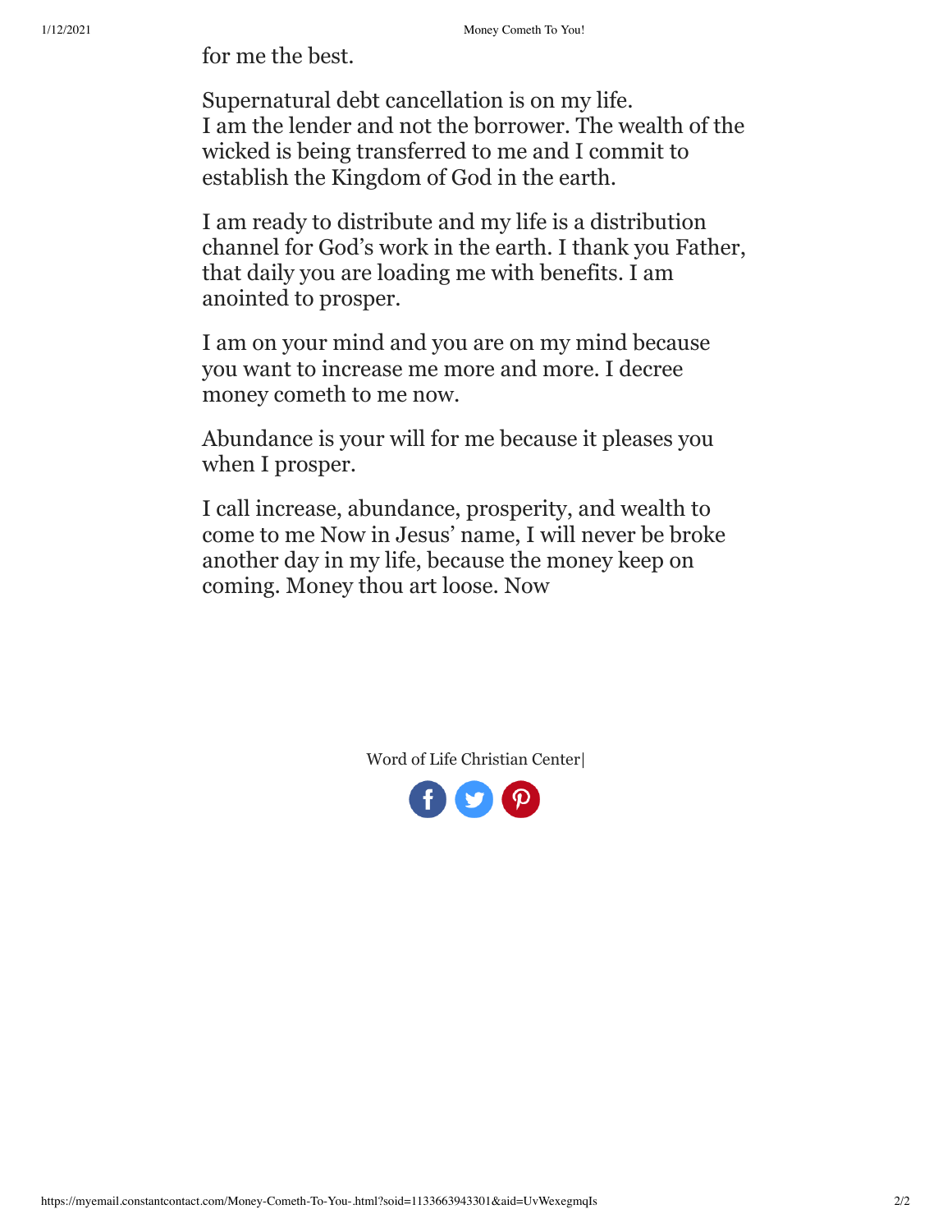for me the best.

Supernatural debt cancellation is on my life.
I am the lender and not the borrower. The wealth of the wicked is being transferred to me and I commit to establish the Kingdom of God in the earth.

I am ready to distribute and my life is a distribution channel for God's work in the earth. I thank you Father, that daily you are loading me with benefits. I am anointed to prosper.

I am on your mind and you are on my mind because you want to increase me more and more. I decree money cometh to me now.

Abundance is your will for me because it pleases you when I prosper.

I call increase, abundance, prosperity, and wealth to come to me Now in Jesus' name, I will never be broke another day in my life, because the money keep on coming. Money thou art loose. Now

Word of Life Christian Center|